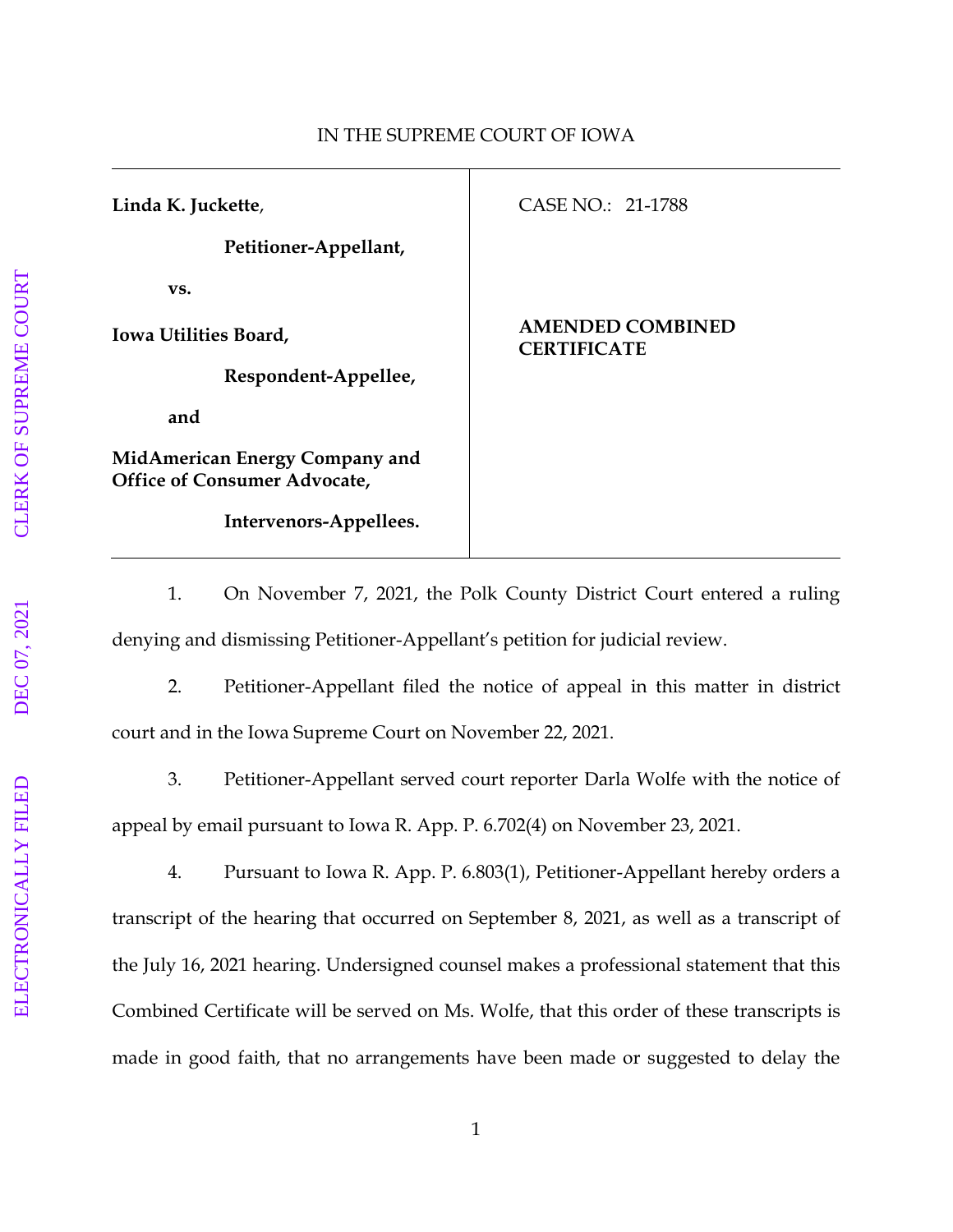IN THE SUPREME COURT OF IOWA

| | |
|---|---|
| **Linda K. Juckette**,<br><br>**Petitioner-Appellant,**<br><br>**vs.**<br><br>**Iowa Utilities Board,**<br><br>**Respondent-Appellee,**<br><br>**and**<br><br>**MidAmerican Energy Company and Office of Consumer Advocate,**<br><br>**Intervenors-Appellees.** | CASE NO.: 21-1788<br><br>**AMENDED COMBINED CERTIFICATE** |

1. On November 7, 2021, the Polk County District Court entered a ruling denying and dismissing Petitioner-Appellant's petition for judicial review.

2. Petitioner-Appellant filed the notice of appeal in this matter in district court and in the Iowa Supreme Court on November 22, 2021.

3. Petitioner-Appellant served court reporter Darla Wolfe with the notice of appeal by email pursuant to Iowa R. App. P. 6.702(4) on November 23, 2021.

4. Pursuant to Iowa R. App. P. 6.803(1), Petitioner-Appellant hereby orders a transcript of the hearing that occurred on September 8, 2021, as well as a transcript of the July 16, 2021 hearing. Undersigned counsel makes a professional statement that this Combined Certificate will be served on Ms. Wolfe, that this order of these transcripts is made in good faith, that no arrangements have been made or suggested to delay the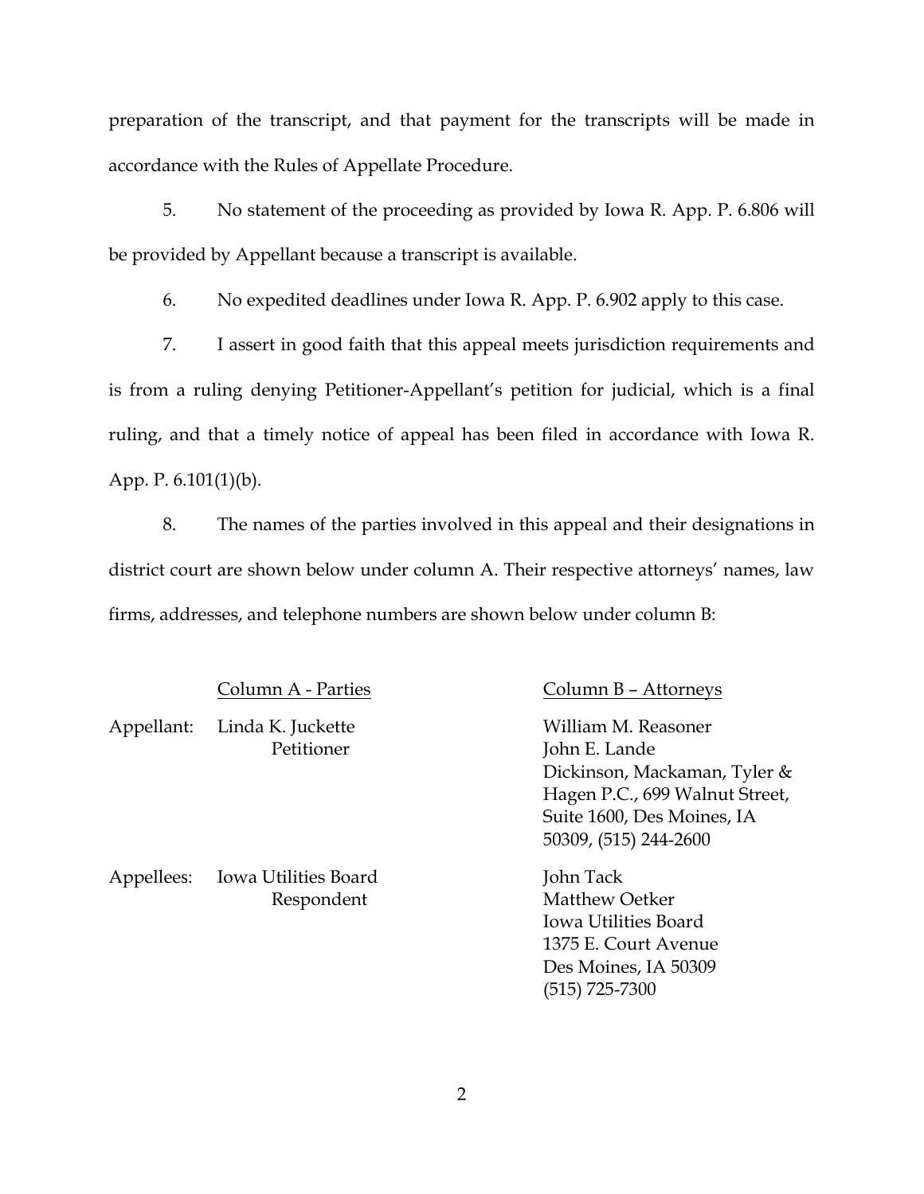preparation of the transcript, and that payment for the transcripts will be made in accordance with the Rules of Appellate Procedure.

5. No statement of the proceeding as provided by Iowa R. App. P. 6.806 will be provided by Appellant because a transcript is available.

6. No expedited deadlines under Iowa R. App. P. 6.902 apply to this case.

7. I assert in good faith that this appeal meets jurisdiction requirements and is from a ruling denying Petitioner-Appellant's petition for judicial, which is a final ruling, and that a timely notice of appeal has been filed in accordance with Iowa R. App. P. 6.101(1)(b).

8. The names of the parties involved in this appeal and their designations in district court are shown below under column A. Their respective attorneys' names, law firms, addresses, and telephone numbers are shown below under column B:

| | Column A - Parties | Column B – Attorneys |
|---|---|---|
| Appellant: | Linda K. Juckette<br>Petitioner | William M. Reasoner<br>John E. Lande<br>Dickinson, Mackaman, Tyler & Hagen P.C., 699 Walnut Street, Suite 1600, Des Moines, IA 50309, (515) 244-2600 |
| Appellees: | Iowa Utilities Board<br>Respondent | John Tack<br>Matthew Oetker<br>Iowa Utilities Board<br>1375 E. Court Avenue<br>Des Moines, IA 50309<br>(515) 725-7300 |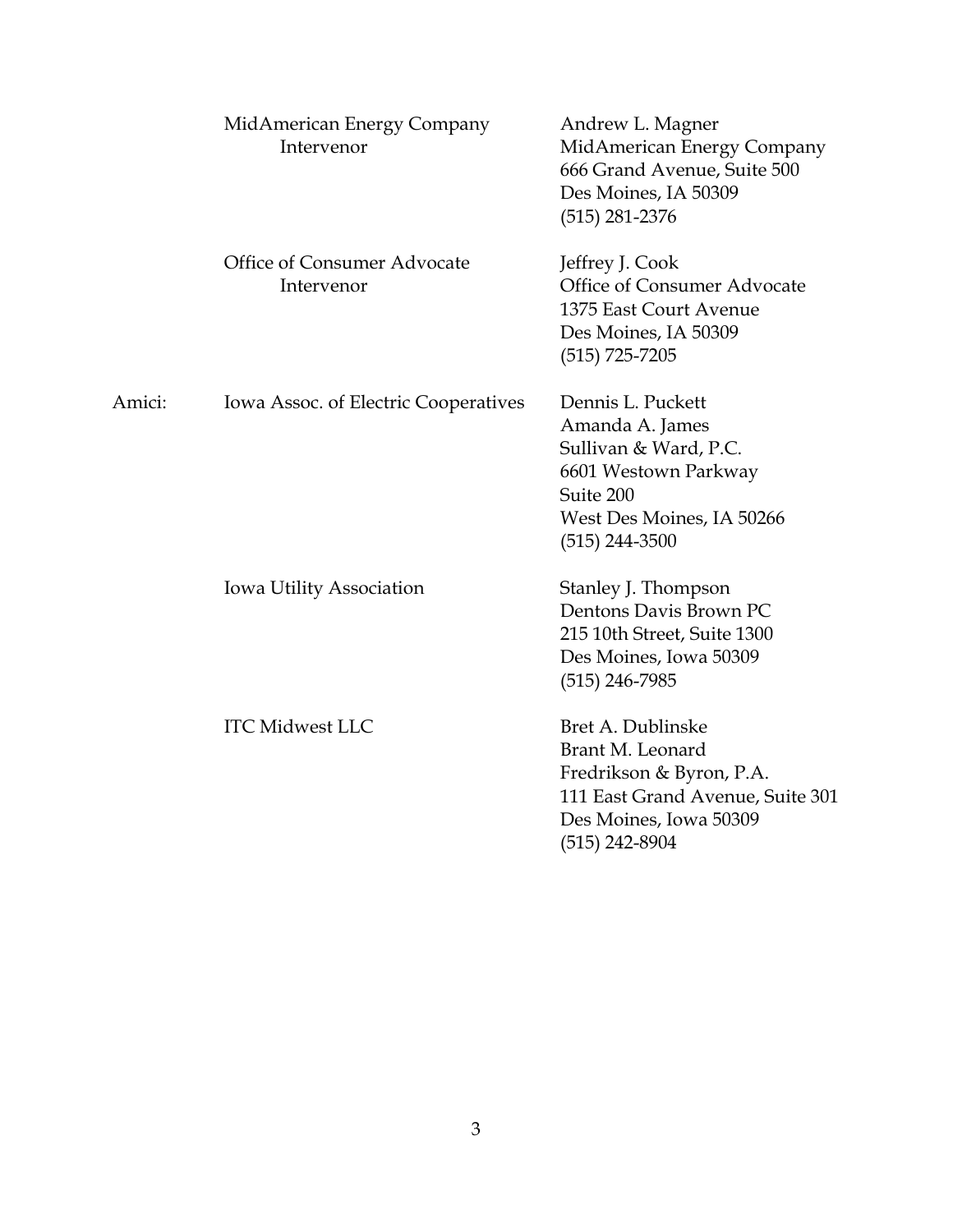| | | |
|---|---|---|
| | MidAmerican Energy Company<br>Intervenor | Andrew L. Magner<br>MidAmerican Energy Company<br>666 Grand Avenue, Suite 500<br>Des Moines, IA 50309<br>(515) 281-2376 |
| | Office of Consumer Advocate<br>Intervenor | Jeffrey J. Cook<br>Office of Consumer Advocate<br>1375 East Court Avenue<br>Des Moines, IA 50309<br>(515) 725-7205 |
| Amici: | Iowa Assoc. of Electric Cooperatives | Dennis L. Puckett<br>Amanda A. James<br>Sullivan & Ward, P.C.<br>6601 Westown Parkway<br>Suite 200<br>West Des Moines, IA 50266<br>(515) 244-3500 |
| | Iowa Utility Association | Stanley J. Thompson<br>Dentons Davis Brown PC<br>215 10th Street, Suite 1300<br>Des Moines, Iowa 50309<br>(515) 246-7985 |
| | ITC Midwest LLC | Bret A. Dublinske<br>Brant M. Leonard<br>Fredrikson & Byron, P.A.<br>111 East Grand Avenue, Suite 301<br>Des Moines, Iowa 50309<br>(515) 242-8904 |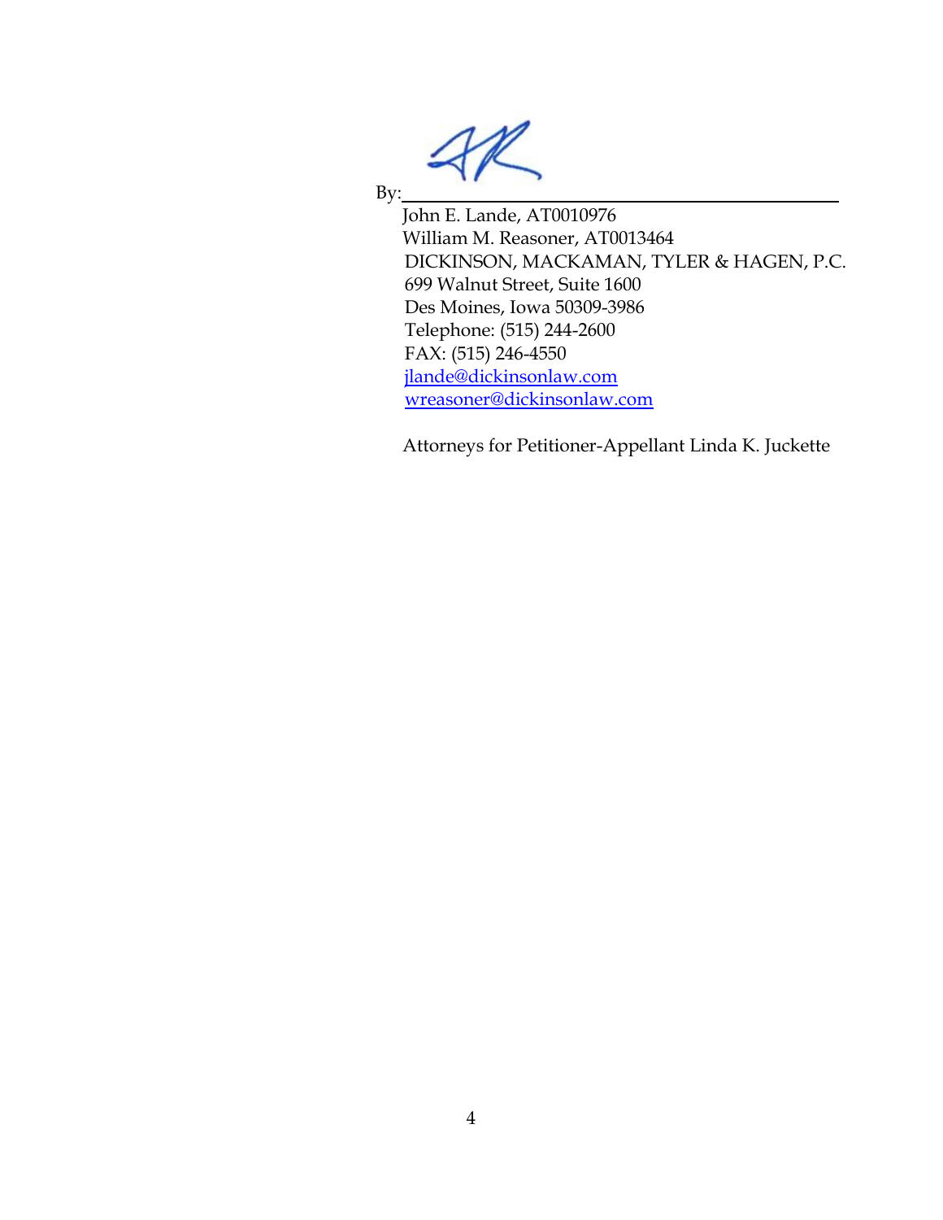By: ______________________________

John E. Lande, AT0010976
William M. Reasoner, AT0013464
DICKINSON, MACKAMAN, TYLER & HAGEN, P.C.
699 Walnut Street, Suite 1600
Des Moines, Iowa 50309-3986
Telephone: (515) 244-2600
FAX: (515) 246-4550
jlande@dickinsonlaw.com
wreasoner@dickinsonlaw.com

Attorneys for Petitioner-Appellant Linda K. Juckette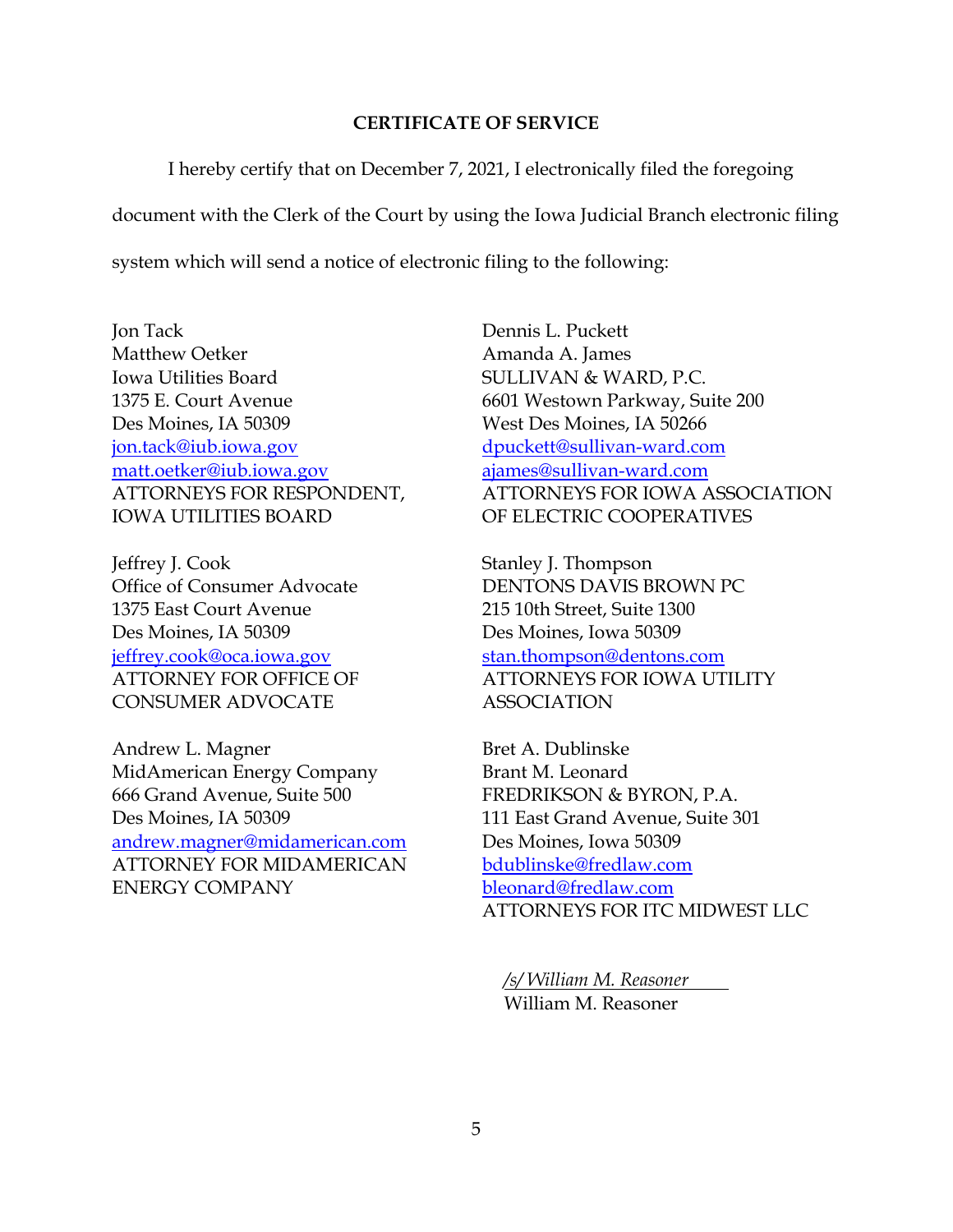**CERTIFICATE OF SERVICE**

I hereby certify that on December 7, 2021, I electronically filed the foregoing document with the Clerk of the Court by using the Iowa Judicial Branch electronic filing system which will send a notice of electronic filing to the following:

Jon Tack
Matthew Oetker
Iowa Utilities Board
1375 E. Court Avenue
Des Moines, IA 50309
jon.tack@iub.iowa.gov
matt.oetker@iub.iowa.gov
ATTORNEYS FOR RESPONDENT, IOWA UTILITIES BOARD

Jeffrey J. Cook
Office of Consumer Advocate
1375 East Court Avenue
Des Moines, IA 50309
jeffrey.cook@oca.iowa.gov
ATTORNEY FOR OFFICE OF CONSUMER ADVOCATE

Andrew L. Magner
MidAmerican Energy Company
666 Grand Avenue, Suite 500
Des Moines, IA 50309
andrew.magner@midamerican.com
ATTORNEY FOR MIDAMERICAN ENERGY COMPANY

Dennis L. Puckett
Amanda A. James
SULLIVAN & WARD, P.C.
6601 Westown Parkway, Suite 200
West Des Moines, IA 50266
dpuckett@sullivan-ward.com
ajames@sullivan-ward.com
ATTORNEYS FOR IOWA ASSOCIATION OF ELECTRIC COOPERATIVES

Stanley J. Thompson
DENTONS DAVIS BROWN PC
215 10th Street, Suite 1300
Des Moines, Iowa 50309
stan.thompson@dentons.com
ATTORNEYS FOR IOWA UTILITY ASSOCIATION

Bret A. Dublinske
Brant M. Leonard
FREDRIKSON & BYRON, P.A.
111 East Grand Avenue, Suite 301
Des Moines, Iowa 50309
bdublinske@fredlaw.com
bleonard@fredlaw.com
ATTORNEYS FOR ITC MIDWEST LLC

*/s/ William M. Reasoner*
William M. Reasoner